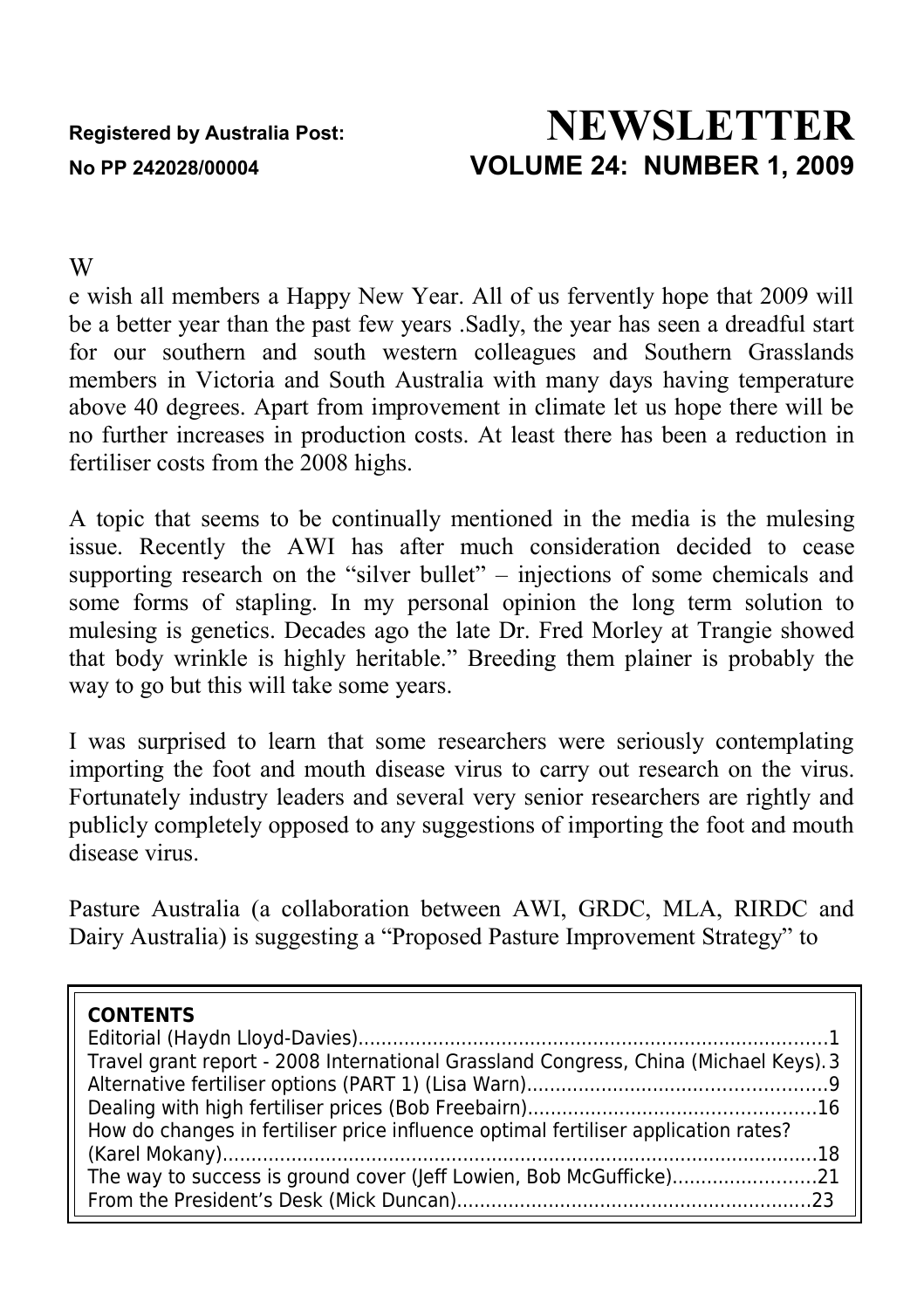**Registered by Australia Post:**
**No PP 242028/00004**

# NEWSLETTER

## VOLUME 24: NUMBER 1, 2009

We wish all members a Happy New Year. All of us fervently hope that 2009 will be a better year than the past few years .Sadly, the year has seen a dreadful start for our southern and south western colleagues and Southern Grasslands members in Victoria and South Australia with many days having temperature above 40 degrees. Apart from improvement in climate let us hope there will be no further increases in production costs. At least there has been a reduction in fertiliser costs from the 2008 highs.

A topic that seems to be continually mentioned in the media is the mulesing issue. Recently the AWI has after much consideration decided to cease supporting research on the "silver bullet" – injections of some chemicals and some forms of stapling. In my personal opinion the long term solution to mulesing is genetics. Decades ago the late Dr. Fred Morley at Trangie showed that body wrinkle is highly heritable." Breeding them plainer is probably the way to go but this will take some years.

I was surprised to learn that some researchers were seriously contemplating importing the foot and mouth disease virus to carry out research on the virus. Fortunately industry leaders and several very senior researchers are rightly and publicly completely opposed to any suggestions of importing the foot and mouth disease virus.

Pasture Australia (a collaboration between AWI, GRDC, MLA, RIRDC and Dairy Australia) is suggesting a "Proposed Pasture Improvement Strategy" to

**CONTENTS**

Editorial (Haydn Lloyd-Davies)....................................................................................1
Travel grant report - 2008 International Grassland Congress, China (Michael Keys). 3
Alternative fertiliser options (PART 1) (Lisa Warn)....................................................9
Dealing with high fertiliser prices (Bob Freebairn)..................................................16
How do changes in fertiliser price influence optimal fertiliser application rates? (Karel Mokany)........................................................................................................18
The way to success is ground cover (Jeff Lowien, Bob McGufficke).........................21
From the President's Desk (Mick Duncan).............................................................23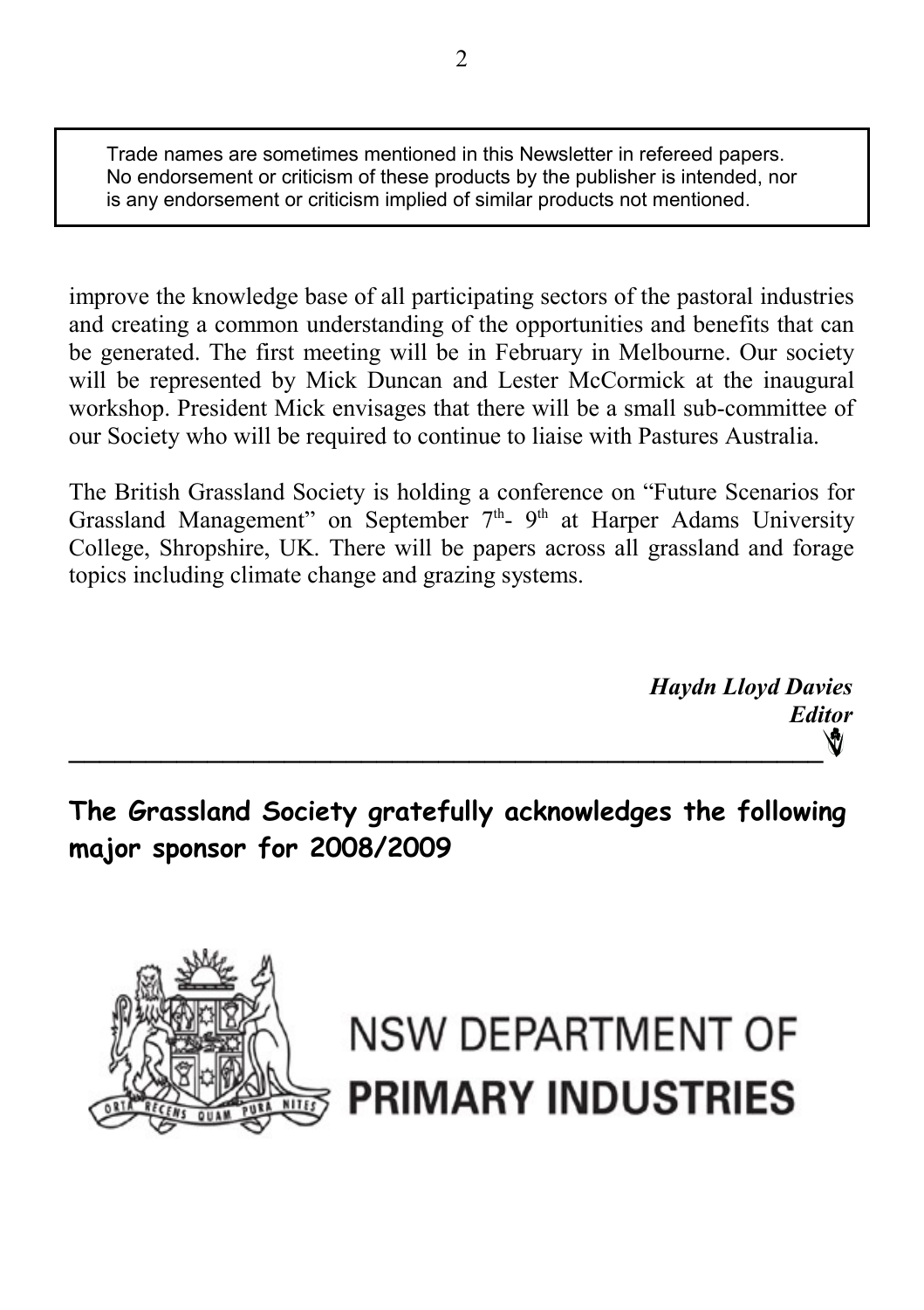Trade names are sometimes mentioned in this Newsletter in refereed papers. No endorsement or criticism of these products by the publisher is intended, nor is any endorsement or criticism implied of similar products not mentioned.

improve the knowledge base of all participating sectors of the pastoral industries and creating a common understanding of the opportunities and benefits that can be generated. The first meeting will be in February in Melbourne. Our society will be represented by Mick Duncan and Lester McCormick at the inaugural workshop. President Mick envisages that there will be a small sub-committee of our Society who will be required to continue to liaise with Pastures Australia.

The British Grassland Society is holding a conference on "Future Scenarios for Grassland Management" on September 7th- 9th at Harper Adams University College, Shropshire, UK. There will be papers across all grassland and forage topics including climate change and grazing systems.

***Haydn Lloyd Davies***
***Editor***

---

**The Grassland Society gratefully acknowledges the following major sponsor for 2008/2009**

NSW DEPARTMENT OF
**PRIMARY INDUSTRIES**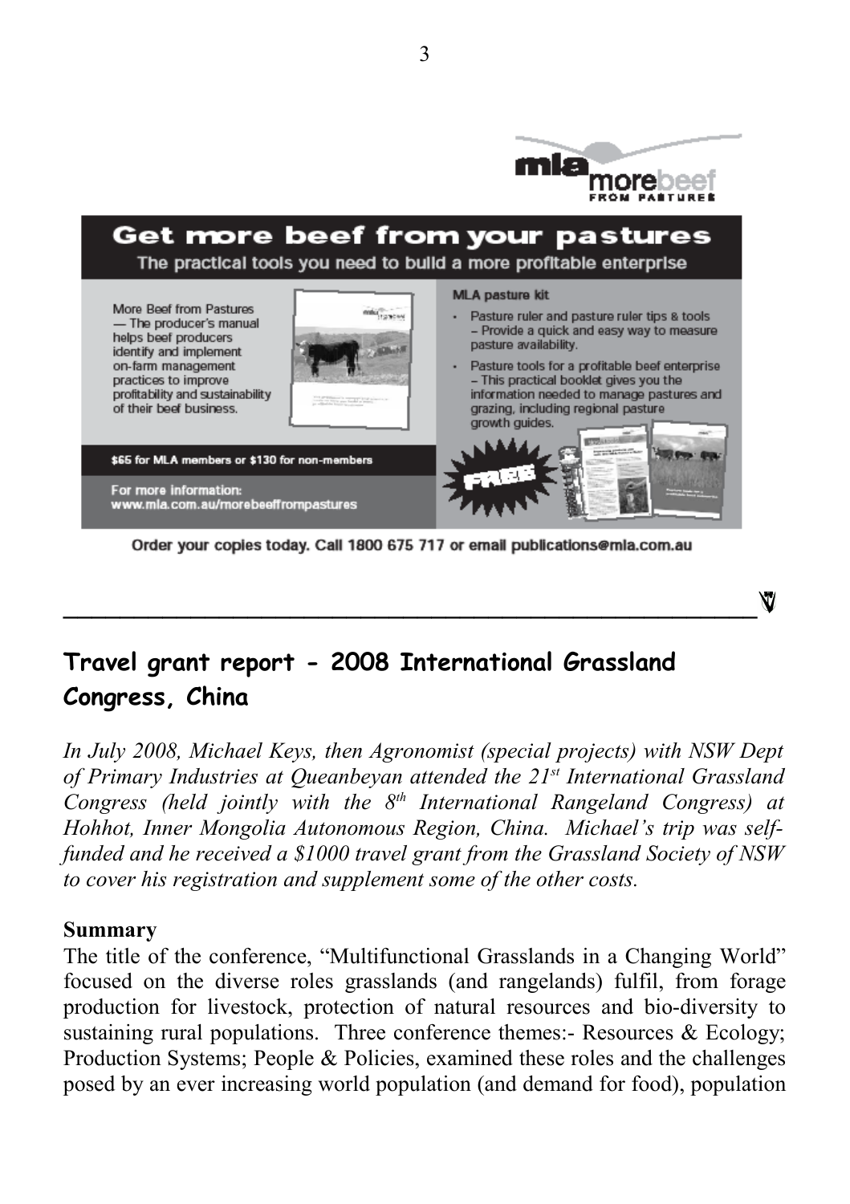mla more beef FROM PASTURES

## Get more beef from your pastures

The practical tools you need to build a more profitable enterprise

More Beef from Pastures — The producer's manual helps beef producers identify and implement on-farm management practices to improve profitability and sustainability of their beef business.

$65 for MLA members or $130 for non-members

For more information: www.mla.com.au/morebeeffrompastures

**MLA pasture kit**

- Pasture ruler and pasture ruler tips & tools – Provide a quick and easy way to measure pasture availability.
- Pasture tools for a profitable beef enterprise – This practical booklet gives you the information needed to manage pastures and grazing, including regional pasture growth guides.

FREE

Order your copies today. Call 1800 675 717 or email publications@mla.com.au

---

## Travel grant report - 2008 International Grassland Congress, China

*In July 2008, Michael Keys, then Agronomist (special projects) with NSW Dept of Primary Industries at Queanbeyan attended the 21st International Grassland Congress (held jointly with the 8th International Rangeland Congress) at Hohhot, Inner Mongolia Autonomous Region, China. Michael's trip was self-funded and he received a $1000 travel grant from the Grassland Society of NSW to cover his registration and supplement some of the other costs.*

**Summary**

The title of the conference, "Multifunctional Grasslands in a Changing World" focused on the diverse roles grasslands (and rangelands) fulfil, from forage production for livestock, protection of natural resources and bio-diversity to sustaining rural populations. Three conference themes:- Resources & Ecology; Production Systems; People & Policies, examined these roles and the challenges posed by an ever increasing world population (and demand for food), population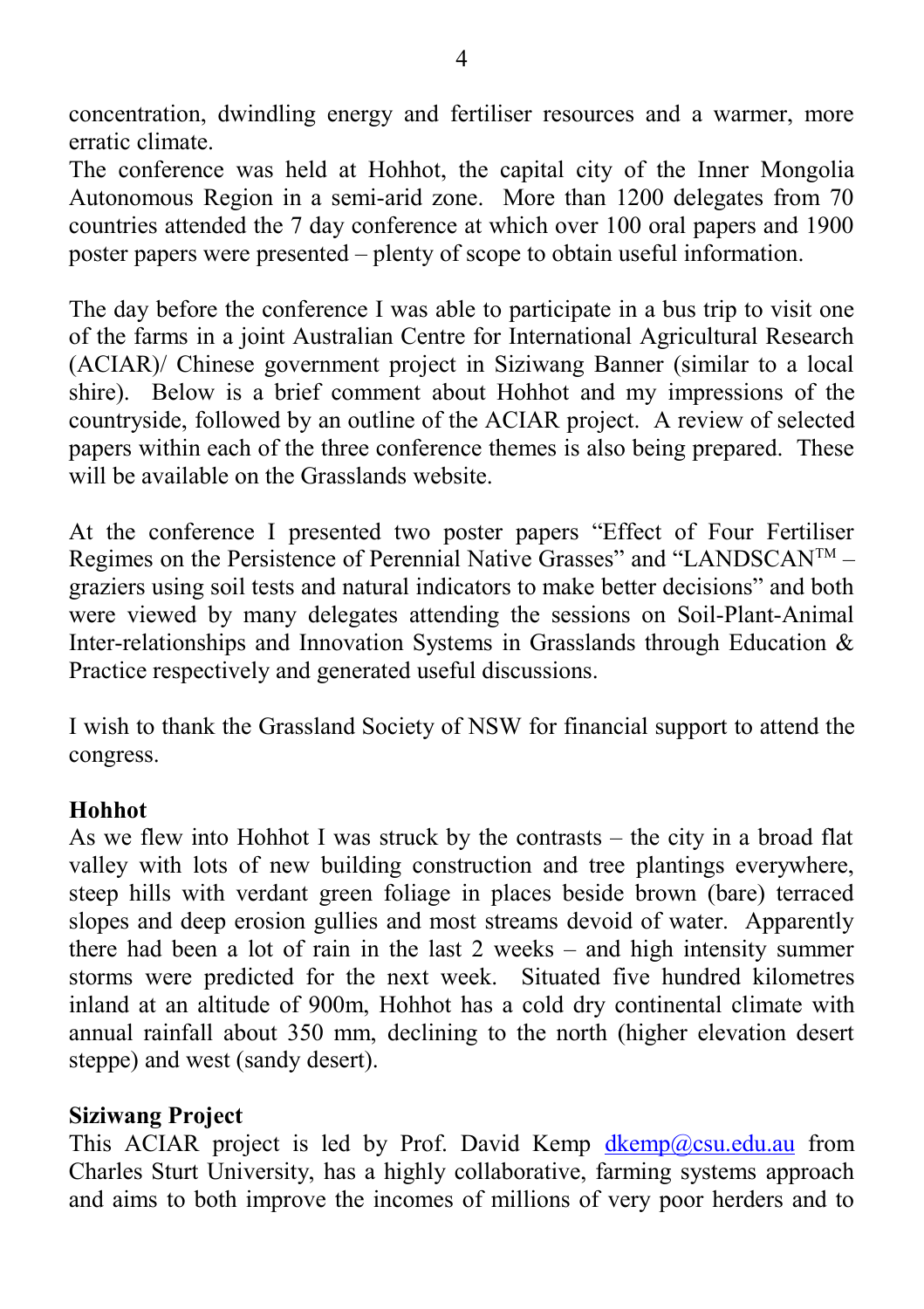concentration, dwindling energy and fertiliser resources and a warmer, more erratic climate.

The conference was held at Hohhot, the capital city of the Inner Mongolia Autonomous Region in a semi-arid zone. More than 1200 delegates from 70 countries attended the 7 day conference at which over 100 oral papers and 1900 poster papers were presented – plenty of scope to obtain useful information.

The day before the conference I was able to participate in a bus trip to visit one of the farms in a joint Australian Centre for International Agricultural Research (ACIAR)/ Chinese government project in Siziwang Banner (similar to a local shire). Below is a brief comment about Hohhot and my impressions of the countryside, followed by an outline of the ACIAR project. A review of selected papers within each of the three conference themes is also being prepared. These will be available on the Grasslands website.

At the conference I presented two poster papers "Effect of Four Fertiliser Regimes on the Persistence of Perennial Native Grasses" and "LANDSCAN™ – graziers using soil tests and natural indicators to make better decisions" and both were viewed by many delegates attending the sessions on Soil-Plant-Animal Inter-relationships and Innovation Systems in Grasslands through Education & Practice respectively and generated useful discussions.

I wish to thank the Grassland Society of NSW for financial support to attend the congress.

**Hohhot**

As we flew into Hohhot I was struck by the contrasts – the city in a broad flat valley with lots of new building construction and tree plantings everywhere, steep hills with verdant green foliage in places beside brown (bare) terraced slopes and deep erosion gullies and most streams devoid of water. Apparently there had been a lot of rain in the last 2 weeks – and high intensity summer storms were predicted for the next week. Situated five hundred kilometres inland at an altitude of 900m, Hohhot has a cold dry continental climate with annual rainfall about 350 mm, declining to the north (higher elevation desert steppe) and west (sandy desert).

**Siziwang Project**

This ACIAR project is led by Prof. David Kemp [dkemp@csu.edu.au](mailto:dkemp@csu.edu.au) from Charles Sturt University, has a highly collaborative, farming systems approach and aims to both improve the incomes of millions of very poor herders and to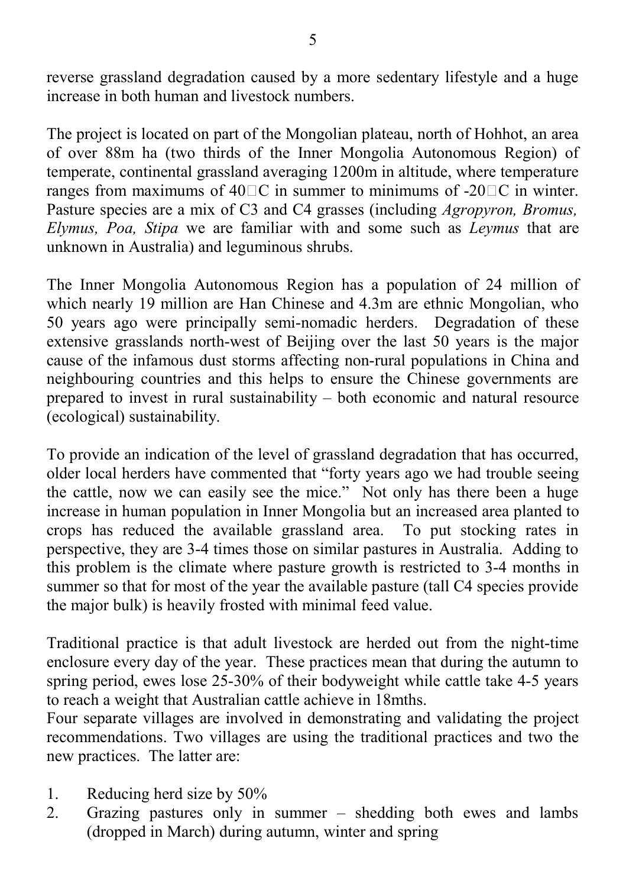reverse grassland degradation caused by a more sedentary lifestyle and a huge increase in both human and livestock numbers.

The project is located on part of the Mongolian plateau, north of Hohhot, an area of over 88m ha (two thirds of the Inner Mongolia Autonomous Region) of temperate, continental grassland averaging 1200m in altitude, where temperature ranges from maximums of 40°C in summer to minimums of -20°C in winter. Pasture species are a mix of C3 and C4 grasses (including *Agropyron, Bromus, Elymus, Poa, Stipa* we are familiar with and some such as *Leymus* that are unknown in Australia) and leguminous shrubs.

The Inner Mongolia Autonomous Region has a population of 24 million of which nearly 19 million are Han Chinese and 4.3m are ethnic Mongolian, who 50 years ago were principally semi-nomadic herders. Degradation of these extensive grasslands north-west of Beijing over the last 50 years is the major cause of the infamous dust storms affecting non-rural populations in China and neighbouring countries and this helps to ensure the Chinese governments are prepared to invest in rural sustainability – both economic and natural resource (ecological) sustainability.

To provide an indication of the level of grassland degradation that has occurred, older local herders have commented that "forty years ago we had trouble seeing the cattle, now we can easily see the mice." Not only has there been a huge increase in human population in Inner Mongolia but an increased area planted to crops has reduced the available grassland area. To put stocking rates in perspective, they are 3-4 times those on similar pastures in Australia. Adding to this problem is the climate where pasture growth is restricted to 3-4 months in summer so that for most of the year the available pasture (tall C4 species provide the major bulk) is heavily frosted with minimal feed value.

Traditional practice is that adult livestock are herded out from the night-time enclosure every day of the year. These practices mean that during the autumn to spring period, ewes lose 25-30% of their bodyweight while cattle take 4-5 years to reach a weight that Australian cattle achieve in 18mths.

Four separate villages are involved in demonstrating and validating the project recommendations. Two villages are using the traditional practices and two the new practices. The latter are:

1. Reducing herd size by 50%
2. Grazing pastures only in summer – shedding both ewes and lambs (dropped in March) during autumn, winter and spring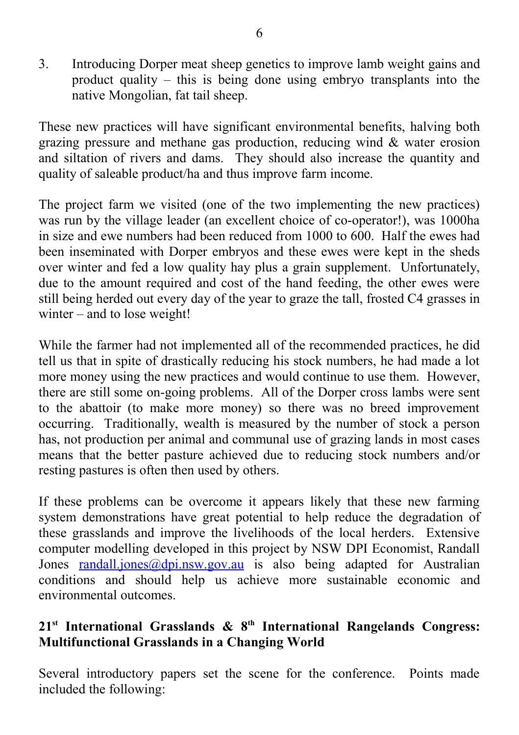3. Introducing Dorper meat sheep genetics to improve lamb weight gains and product quality – this is being done using embryo transplants into the native Mongolian, fat tail sheep.

These new practices will have significant environmental benefits, halving both grazing pressure and methane gas production, reducing wind & water erosion and siltation of rivers and dams. They should also increase the quantity and quality of saleable product/ha and thus improve farm income.

The project farm we visited (one of the two implementing the new practices) was run by the village leader (an excellent choice of co-operator!), was 1000ha in size and ewe numbers had been reduced from 1000 to 600. Half the ewes had been inseminated with Dorper embryos and these ewes were kept in the sheds over winter and fed a low quality hay plus a grain supplement. Unfortunately, due to the amount required and cost of the hand feeding, the other ewes were still being herded out every day of the year to graze the tall, frosted C4 grasses in winter – and to lose weight!

While the farmer had not implemented all of the recommended practices, he did tell us that in spite of drastically reducing his stock numbers, he had made a lot more money using the new practices and would continue to use them. However, there are still some on-going problems. All of the Dorper cross lambs were sent to the abattoir (to make more money) so there was no breed improvement occurring. Traditionally, wealth is measured by the number of stock a person has, not production per animal and communal use of grazing lands in most cases means that the better pasture achieved due to reducing stock numbers and/or resting pastures is often then used by others.

If these problems can be overcome it appears likely that these new farming system demonstrations have great potential to help reduce the degradation of these grasslands and improve the livelihoods of the local herders. Extensive computer modelling developed in this project by NSW DPI Economist, Randall Jones randall.jones@dpi.nsw.gov.au is also being adapted for Australian conditions and should help us achieve more sustainable economic and environmental outcomes.

## 21st International Grasslands & 8th International Rangelands Congress: Multifunctional Grasslands in a Changing World

Several introductory papers set the scene for the conference. Points made included the following: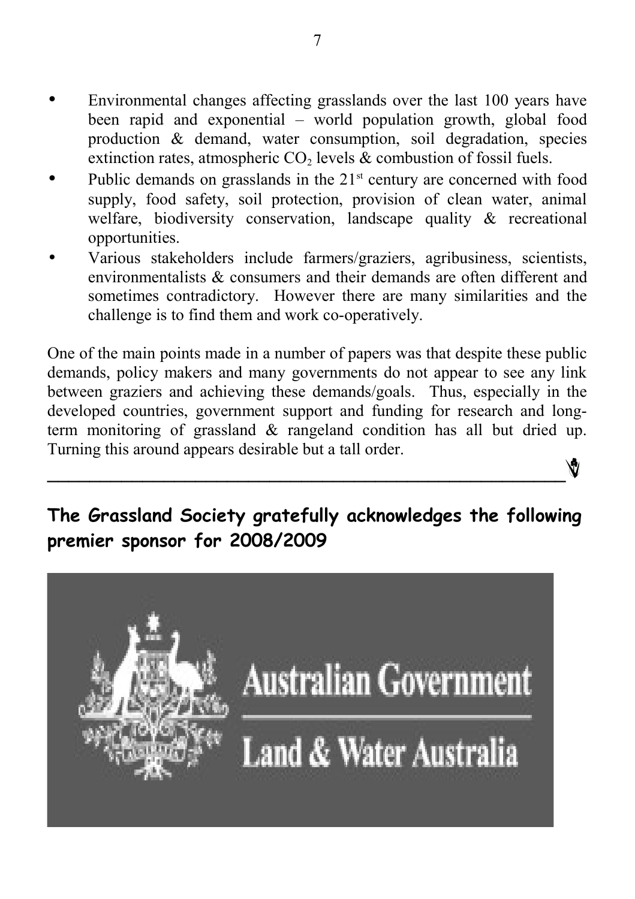- Environmental changes affecting grasslands over the last 100 years have been rapid and exponential – world population growth, global food production & demand, water consumption, soil degradation, species extinction rates, atmospheric $CO_2$ levels & combustion of fossil fuels.
- Public demands on grasslands in the 21st century are concerned with food supply, food safety, soil protection, provision of clean water, animal welfare, biodiversity conservation, landscape quality & recreational opportunities.
- Various stakeholders include farmers/graziers, agribusiness, scientists, environmentalists & consumers and their demands are often different and sometimes contradictory. However there are many similarities and the challenge is to find them and work co-operatively.

One of the main points made in a number of papers was that despite these public demands, policy makers and many governments do not appear to see any link between graziers and achieving these demands/goals. Thus, especially in the developed countries, government support and funding for research and long-term monitoring of grassland & rangeland condition has all but dried up. Turning this around appears desirable but a tall order.

---

## The Grassland Society gratefully acknowledges the following premier sponsor for 2008/2009

Australian Government

Land & Water Australia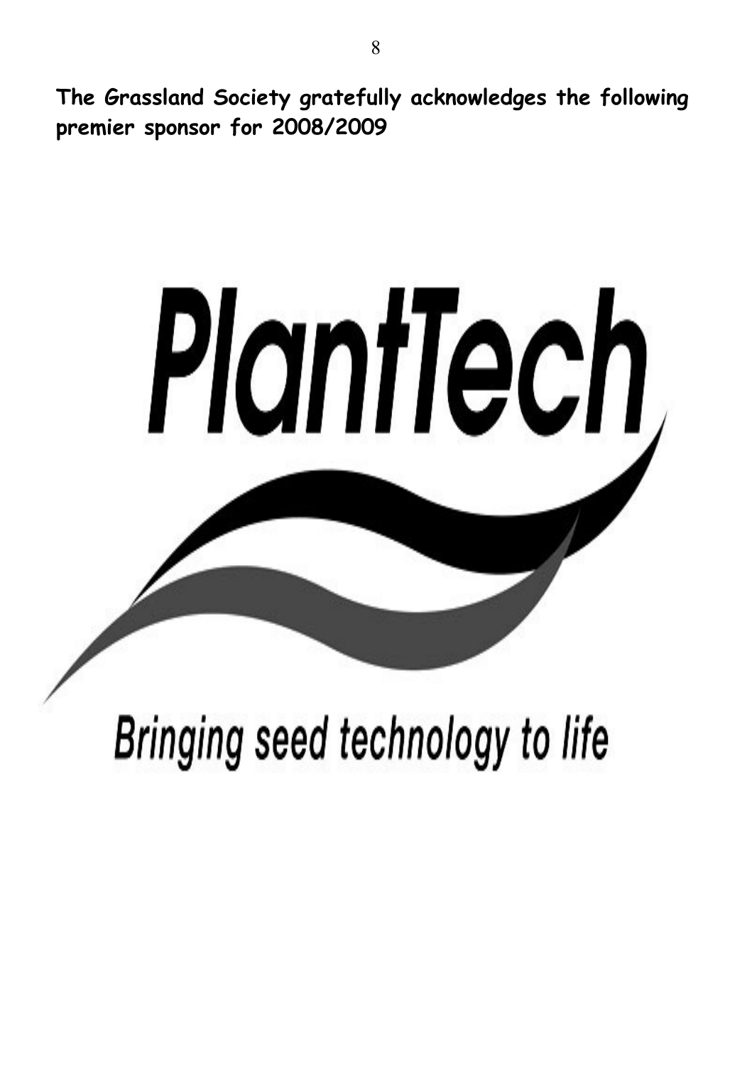**The Grassland Society gratefully acknowledges the following premier sponsor for 2008/2009**

PlantTech

Bringing seed technology to life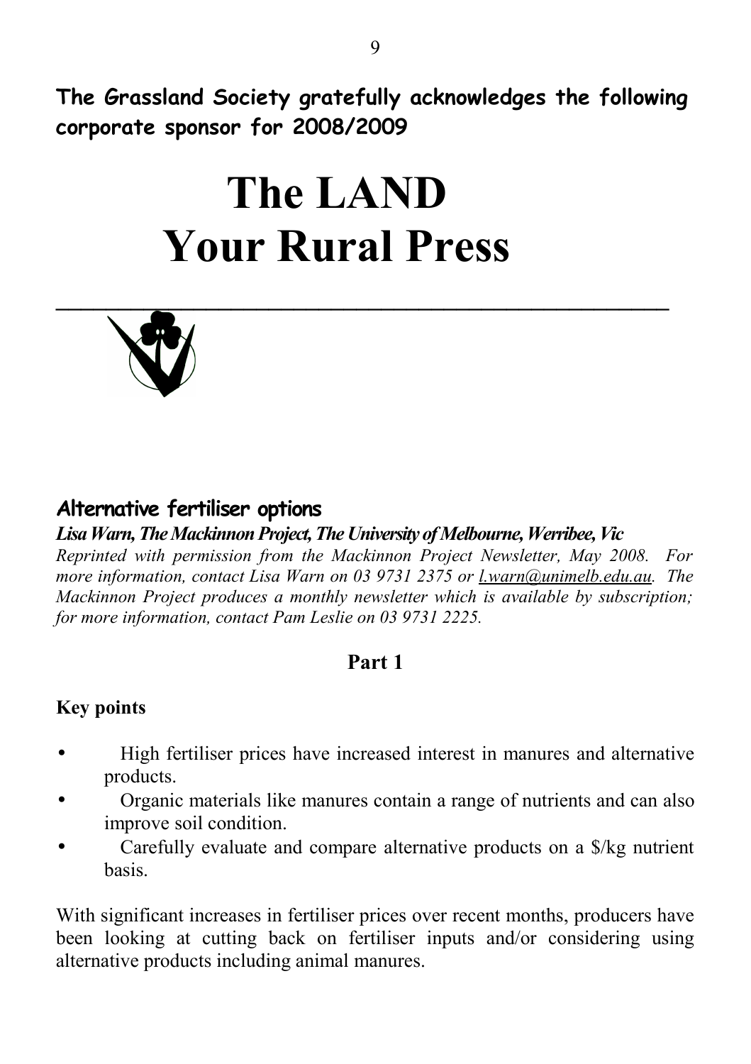**The Grassland Society gratefully acknowledges the following corporate sponsor for 2008/2009**

# The LAND
# Your Rural Press

---

## Alternative fertiliser options

***Lisa Warn, The Mackinnon Project, The University of Melbourne, Werribee, Vic***

*Reprinted with permission from the Mackinnon Project Newsletter, May 2008. For more information, contact Lisa Warn on 03 9731 2375 or l.warn@unimelb.edu.au. The Mackinnon Project produces a monthly newsletter which is available by subscription; for more information, contact Pam Leslie on 03 9731 2225.*

### Part 1

**Key points**

- High fertiliser prices have increased interest in manures and alternative products.
- Organic materials like manures contain a range of nutrients and can also improve soil condition.
- Carefully evaluate and compare alternative products on a $/kg nutrient basis.

With significant increases in fertiliser prices over recent months, producers have been looking at cutting back on fertiliser inputs and/or considering using alternative products including animal manures.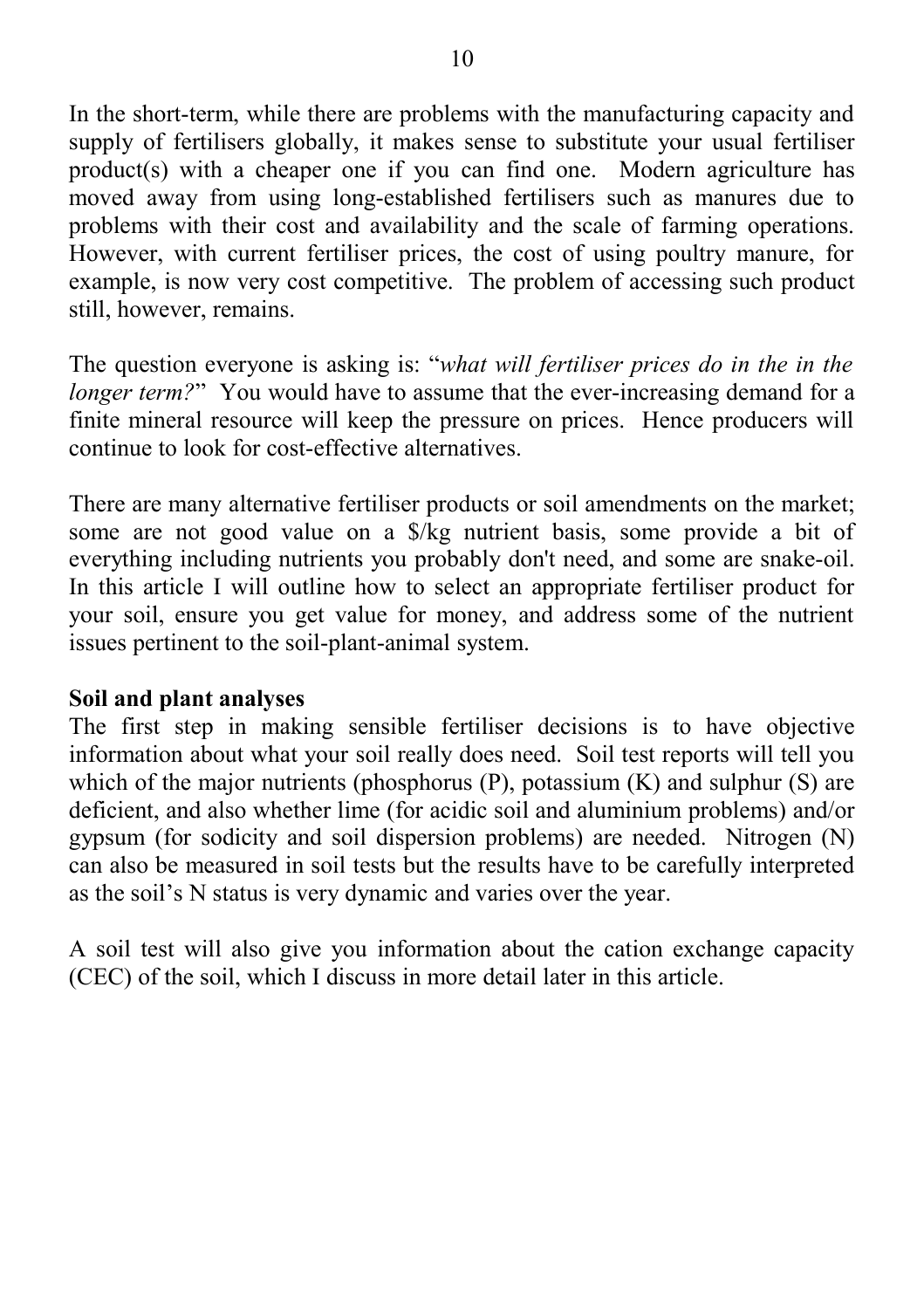In the short-term, while there are problems with the manufacturing capacity and supply of fertilisers globally, it makes sense to substitute your usual fertiliser product(s) with a cheaper one if you can find one. Modern agriculture has moved away from using long-established fertilisers such as manures due to problems with their cost and availability and the scale of farming operations. However, with current fertiliser prices, the cost of using poultry manure, for example, is now very cost competitive. The problem of accessing such product still, however, remains.

The question everyone is asking is: "*what will fertiliser prices do in the in the longer term?*" You would have to assume that the ever-increasing demand for a finite mineral resource will keep the pressure on prices. Hence producers will continue to look for cost-effective alternatives.

There are many alternative fertiliser products or soil amendments on the market; some are not good value on a $/kg nutrient basis, some provide a bit of everything including nutrients you probably don't need, and some are snake-oil. In this article I will outline how to select an appropriate fertiliser product for your soil, ensure you get value for money, and address some of the nutrient issues pertinent to the soil-plant-animal system.

**Soil and plant analyses**

The first step in making sensible fertiliser decisions is to have objective information about what your soil really does need. Soil test reports will tell you which of the major nutrients (phosphorus (P), potassium (K) and sulphur (S) are deficient, and also whether lime (for acidic soil and aluminium problems) and/or gypsum (for sodicity and soil dispersion problems) are needed. Nitrogen (N) can also be measured in soil tests but the results have to be carefully interpreted as the soil's N status is very dynamic and varies over the year.

A soil test will also give you information about the cation exchange capacity (CEC) of the soil, which I discuss in more detail later in this article.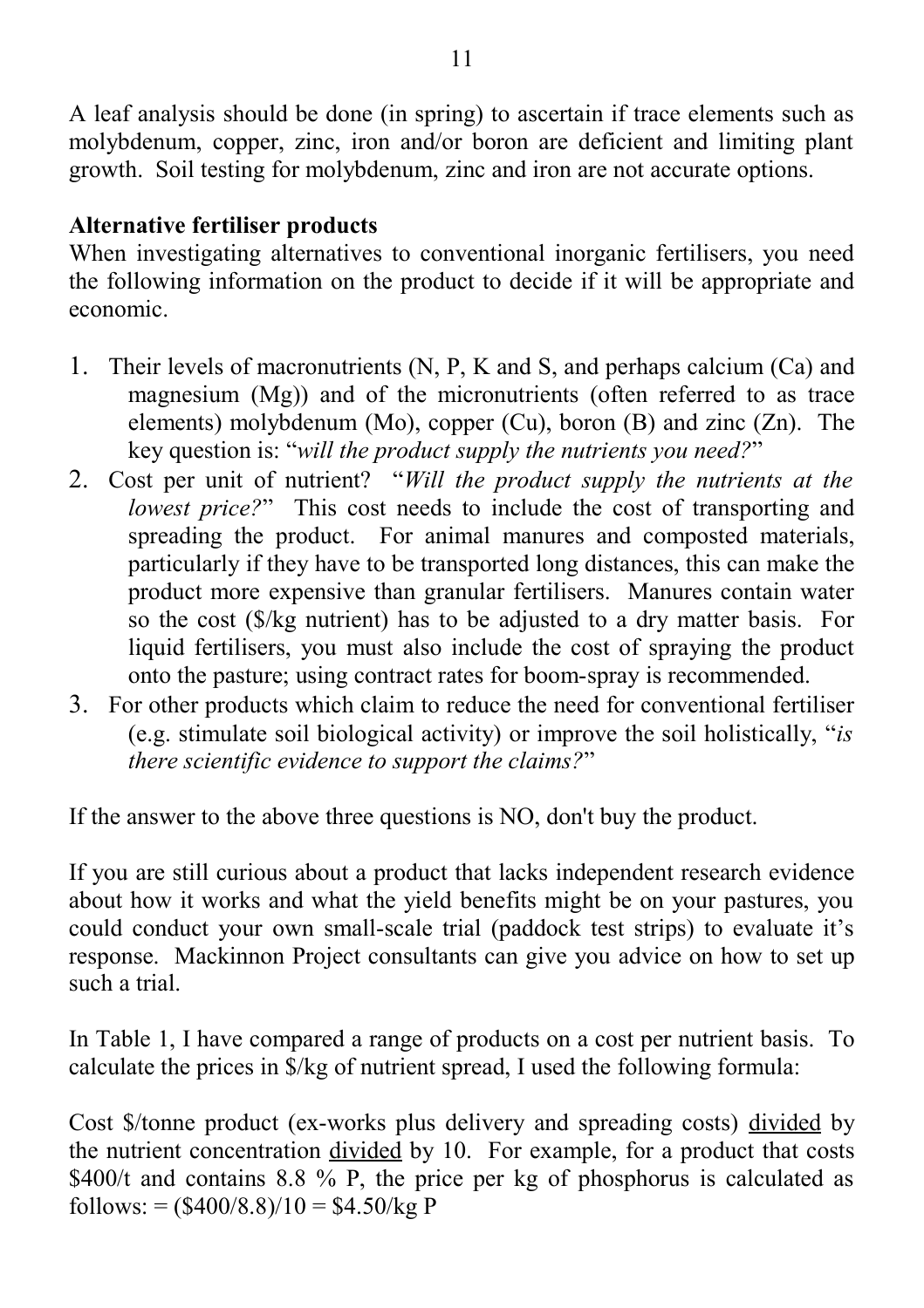A leaf analysis should be done (in spring) to ascertain if trace elements such as molybdenum, copper, zinc, iron and/or boron are deficient and limiting plant growth. Soil testing for molybdenum, zinc and iron are not accurate options.

**Alternative fertiliser products**

When investigating alternatives to conventional inorganic fertilisers, you need the following information on the product to decide if it will be appropriate and economic.

1. Their levels of macronutrients (N, P, K and S, and perhaps calcium (Ca) and magnesium (Mg)) and of the micronutrients (often referred to as trace elements) molybdenum (Mo), copper (Cu), boron (B) and zinc (Zn). The key question is: "*will the product supply the nutrients you need?*"
2. Cost per unit of nutrient? "*Will the product supply the nutrients at the lowest price?*" This cost needs to include the cost of transporting and spreading the product. For animal manures and composted materials, particularly if they have to be transported long distances, this can make the product more expensive than granular fertilisers. Manures contain water so the cost ($/kg nutrient) has to be adjusted to a dry matter basis. For liquid fertilisers, you must also include the cost of spraying the product onto the pasture; using contract rates for boom-spray is recommended.
3. For other products which claim to reduce the need for conventional fertiliser (e.g. stimulate soil biological activity) or improve the soil holistically, "*is there scientific evidence to support the claims?*"

If the answer to the above three questions is NO, don't buy the product.

If you are still curious about a product that lacks independent research evidence about how it works and what the yield benefits might be on your pastures, you could conduct your own small-scale trial (paddock test strips) to evaluate it's response. Mackinnon Project consultants can give you advice on how to set up such a trial.

In Table 1, I have compared a range of products on a cost per nutrient basis. To calculate the prices in $/kg of nutrient spread, I used the following formula:

Cost $/tonne product (ex-works plus delivery and spreading costs) <u>divided</u> by the nutrient concentration <u>divided</u> by 10. For example, for a product that costs $400/t and contains 8.8 % P, the price per kg of phosphorus is calculated as follows: = ($400/8.8)/10 = $4.50/kg P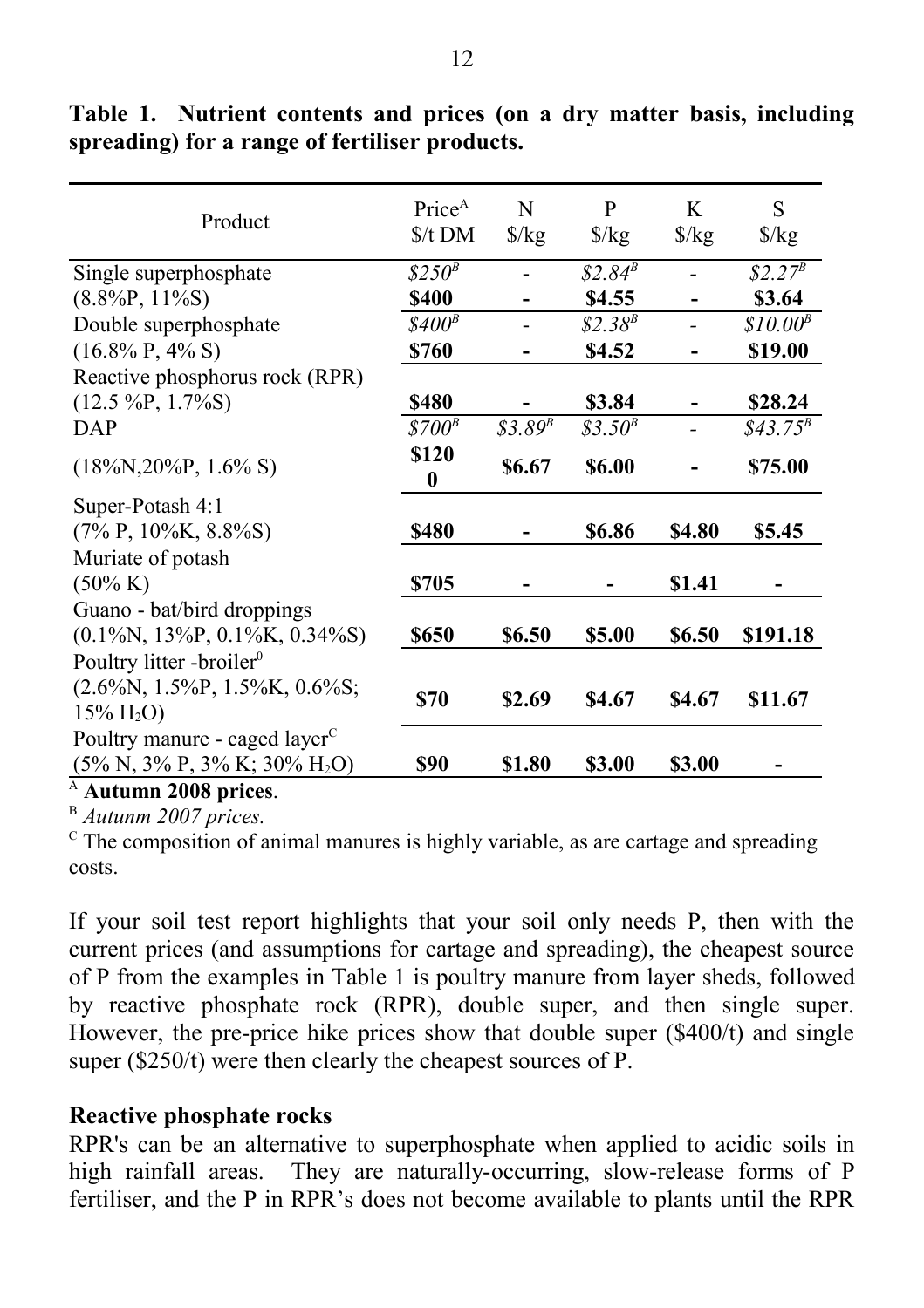**Table 1. Nutrient contents and prices (on a dry matter basis, including spreading) for a range of fertiliser products.**

| Product | Price[A] $/t DM | N $/kg | P $/kg | K $/kg | S $/kg |
|---|---|---|---|---|---|
| Single superphosphate | *$250[B]* | - | *$2.84[B]* | - | *$2.27[B]* |
| (8.8%P, 11%S) | **$400** | **-** | **$4.55** | **-** | **$3.64** |
| Double superphosphate | *$400[B]* | - | *$2.38[B]* | - | *$10.00[B]* |
| (16.8% P, 4% S) | **$760** | **-** | **$4.52** | **-** | **$19.00** |
| Reactive phosphorus rock (RPR) (12.5 %P, 1.7%S) | **$480** | **-** | **$3.84** | **-** | **$28.24** |
| DAP | *$700[B]* | *$3.89[B]* | *$3.50[B]* | - | *$43.75[B]* |
| (18%N,20%P, 1.6% S) | **$1200** | **$6.67** | **$6.00** | **-** | **$75.00** |
| Super-Potash 4:1 (7% P, 10%K, 8.8%S) | **$480** | **-** | **$6.86** | **$4.80** | **$5.45** |
| Muriate of potash (50% K) | **$705** | **-** | **-** | **$1.41** | **-** |
| Guano - bat/bird droppings (0.1%N, 13%P, 0.1%K, 0.34%S) | **$650** | **$6.50** | **$5.00** | **$6.50** | **$191.18** |
| Poultry litter -broiler[0] (2.6%N, 1.5%P, 1.5%K, 0.6%S; 15% $H_2O$) | **$70** | **$2.69** | **$4.67** | **$4.67** | **$11.67** |
| Poultry manure - caged layer[C] (5% N, 3% P, 3% K; 30% $H_2O$) | **$90** | **$1.80** | **$3.00** | **$3.00** | **-** |

[A] **Autumn 2008 prices**.
[B] *Autunm 2007 prices.*
[C] The composition of animal manures is highly variable, as are cartage and spreading costs.

If your soil test report highlights that your soil only needs P, then with the current prices (and assumptions for cartage and spreading), the cheapest source of P from the examples in Table 1 is poultry manure from layer sheds, followed by reactive phosphate rock (RPR), double super, and then single super. However, the pre-price hike prices show that double super ($400/t) and single super ($250/t) were then clearly the cheapest sources of P.

**Reactive phosphate rocks**

RPR's can be an alternative to superphosphate when applied to acidic soils in high rainfall areas. They are naturally-occurring, slow-release forms of P fertiliser, and the P in RPR's does not become available to plants until the RPR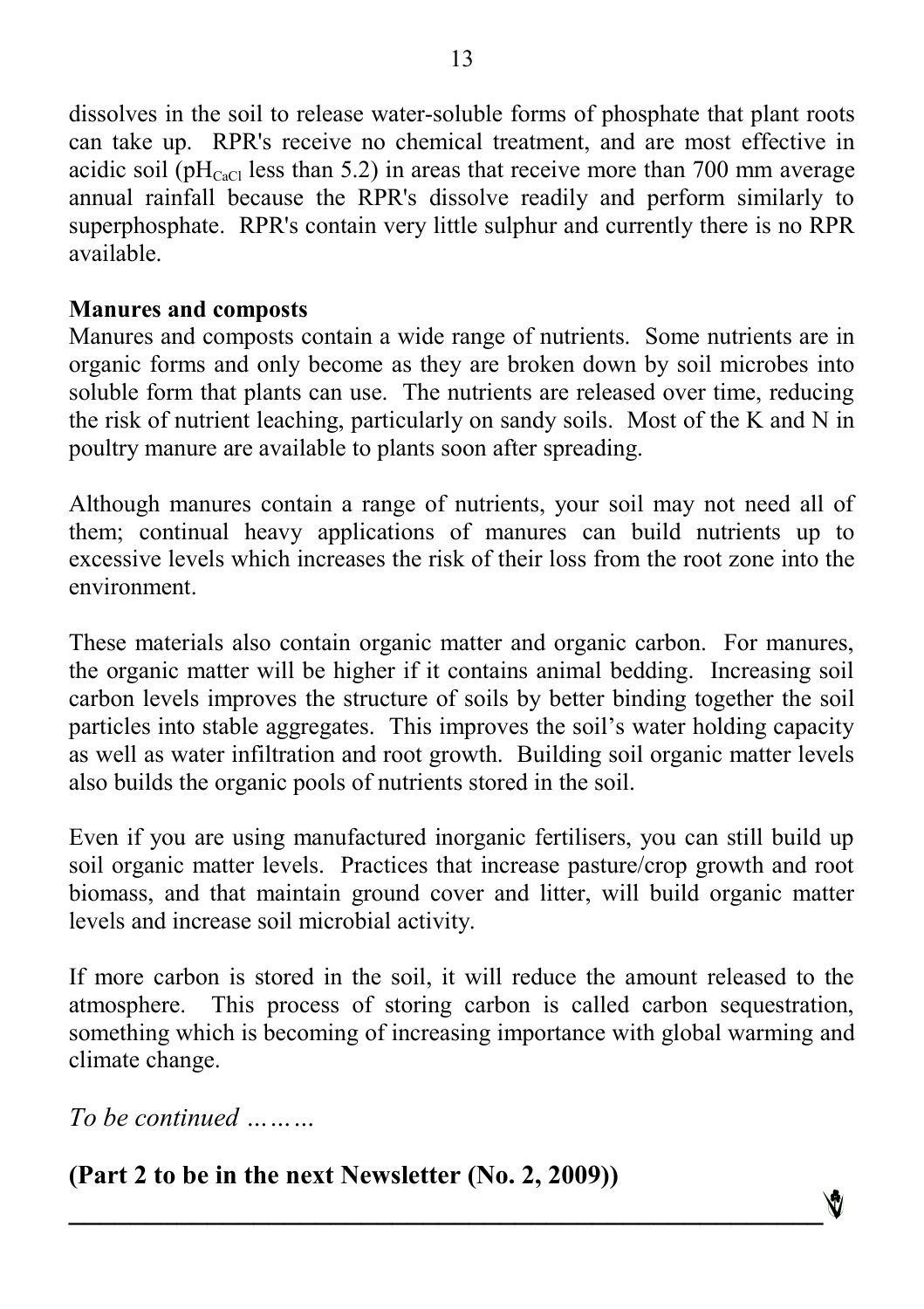dissolves in the soil to release water-soluble forms of phosphate that plant roots can take up. RPR's receive no chemical treatment, and are most effective in acidic soil ($pH_{CaCl}$ less than 5.2) in areas that receive more than 700 mm average annual rainfall because the RPR's dissolve readily and perform similarly to superphosphate. RPR's contain very little sulphur and currently there is no RPR available.

**Manures and composts**

Manures and composts contain a wide range of nutrients. Some nutrients are in organic forms and only become as they are broken down by soil microbes into soluble form that plants can use. The nutrients are released over time, reducing the risk of nutrient leaching, particularly on sandy soils. Most of the K and N in poultry manure are available to plants soon after spreading.

Although manures contain a range of nutrients, your soil may not need all of them; continual heavy applications of manures can build nutrients up to excessive levels which increases the risk of their loss from the root zone into the environment.

These materials also contain organic matter and organic carbon. For manures, the organic matter will be higher if it contains animal bedding. Increasing soil carbon levels improves the structure of soils by better binding together the soil particles into stable aggregates. This improves the soil's water holding capacity as well as water infiltration and root growth. Building soil organic matter levels also builds the organic pools of nutrients stored in the soil.

Even if you are using manufactured inorganic fertilisers, you can still build up soil organic matter levels. Practices that increase pasture/crop growth and root biomass, and that maintain ground cover and litter, will build organic matter levels and increase soil microbial activity.

If more carbon is stored in the soil, it will reduce the amount released to the atmosphere. This process of storing carbon is called carbon sequestration, something which is becoming of increasing importance with global warming and climate change.

*To be continued ………*

**(Part 2 to be in the next Newsletter (No. 2, 2009))**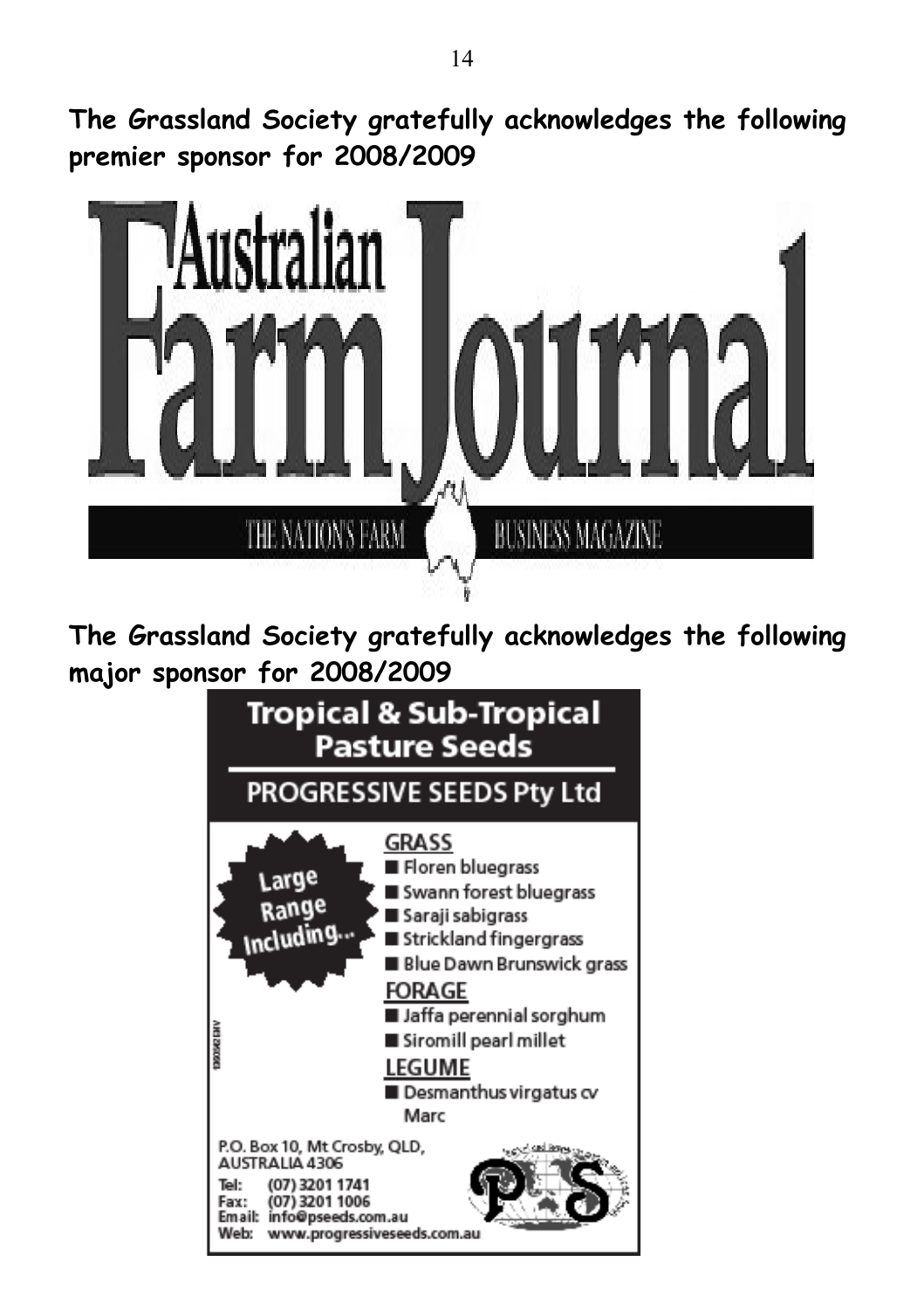**The Grassland Society gratefully acknowledges the following premier sponsor for 2008/2009**

Australian Farm Journal

THE NATION'S FARM BUSINESS MAGAZINE

**The Grassland Society gratefully acknowledges the following major sponsor for 2008/2009**

**Tropical & Sub-Tropical Pasture Seeds**

**PROGRESSIVE SEEDS Pty Ltd**

Large Range Including...

**GRASS**

- Floren bluegrass
- Swann forest bluegrass
- Saraji sabigrass
- Strickland fingergrass
- Blue Dawn Brunswick grass

**FORAGE**

- Jaffa perennial sorghum
- Siromill pearl millet

**LEGUME**

- Desmanthus virgatus cv Marc

P.O. Box 10, Mt Crosby, QLD, AUSTRALIA 4306

Tel: (07) 3201 1741
Fax: (07) 3201 1006
Email: info@pseeds.com.au
Web: www.progressiveseeds.com.au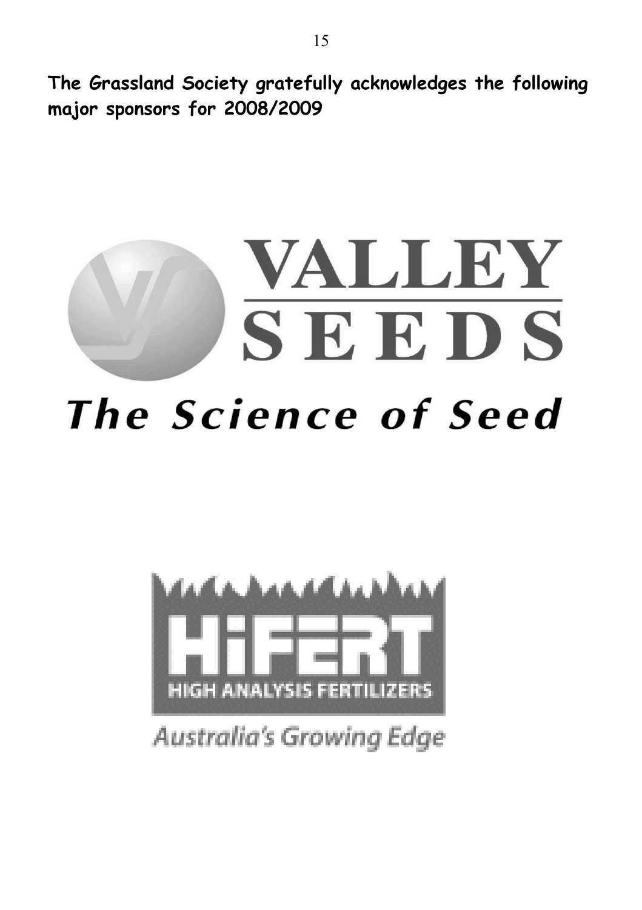**The Grassland Society gratefully acknowledges the following major sponsors for 2008/2009**

VALLEY SEEDS

*The Science of Seed*

HiFERT

HIGH ANALYSIS FERTILIZERS

*Australia's Growing Edge*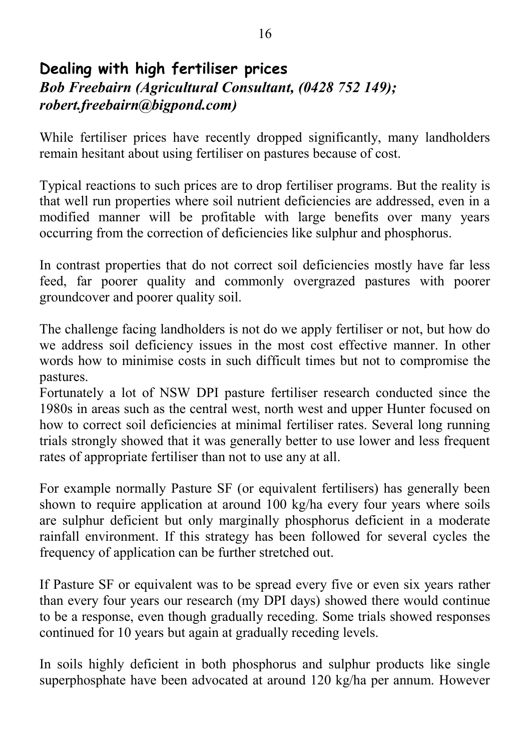## Dealing with high fertiliser prices

***Bob Freebairn (Agricultural Consultant, (0428 752 149); robert.freebairn@bigpond.com)***

While fertiliser prices have recently dropped significantly, many landholders remain hesitant about using fertiliser on pastures because of cost.

Typical reactions to such prices are to drop fertiliser programs. But the reality is that well run properties where soil nutrient deficiencies are addressed, even in a modified manner will be profitable with large benefits over many years occurring from the correction of deficiencies like sulphur and phosphorus.

In contrast properties that do not correct soil deficiencies mostly have far less feed, far poorer quality and commonly overgrazed pastures with poorer groundcover and poorer quality soil.

The challenge facing landholders is not do we apply fertiliser or not, but how do we address soil deficiency issues in the most cost effective manner. In other words how to minimise costs in such difficult times but not to compromise the pastures.

Fortunately a lot of NSW DPI pasture fertiliser research conducted since the 1980s in areas such as the central west, north west and upper Hunter focused on how to correct soil deficiencies at minimal fertiliser rates. Several long running trials strongly showed that it was generally better to use lower and less frequent rates of appropriate fertiliser than not to use any at all.

For example normally Pasture SF (or equivalent fertilisers) has generally been shown to require application at around 100 kg/ha every four years where soils are sulphur deficient but only marginally phosphorus deficient in a moderate rainfall environment. If this strategy has been followed for several cycles the frequency of application can be further stretched out.

If Pasture SF or equivalent was to be spread every five or even six years rather than every four years our research (my DPI days) showed there would continue to be a response, even though gradually receding. Some trials showed responses continued for 10 years but again at gradually receding levels.

In soils highly deficient in both phosphorus and sulphur products like single superphosphate have been advocated at around 120 kg/ha per annum. However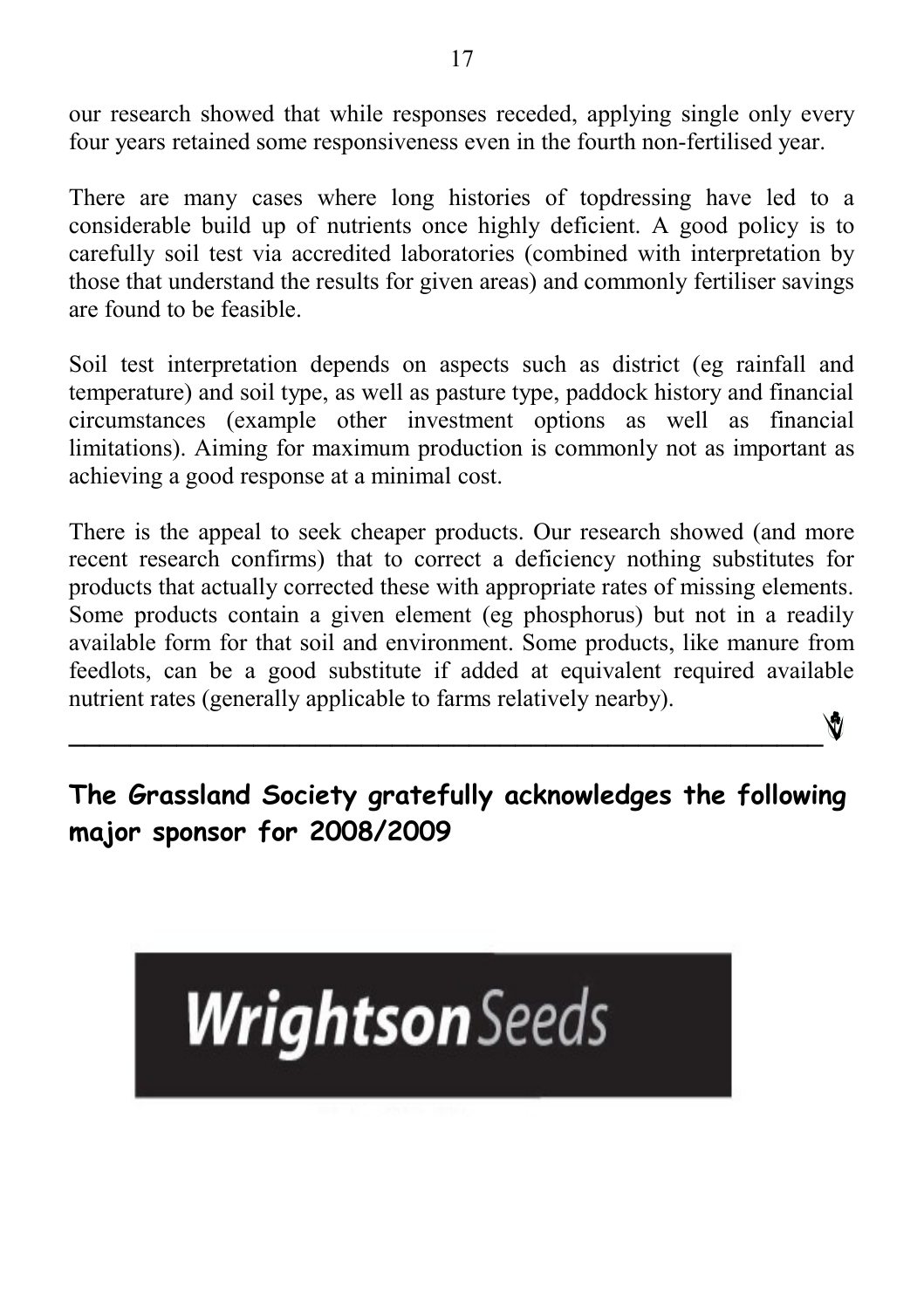our research showed that while responses receded, applying single only every four years retained some responsiveness even in the fourth non-fertilised year.

There are many cases where long histories of topdressing have led to a considerable build up of nutrients once highly deficient. A good policy is to carefully soil test via accredited laboratories (combined with interpretation by those that understand the results for given areas) and commonly fertiliser savings are found to be feasible.

Soil test interpretation depends on aspects such as district (eg rainfall and temperature) and soil type, as well as pasture type, paddock history and financial circumstances (example other investment options as well as financial limitations). Aiming for maximum production is commonly not as important as achieving a good response at a minimal cost.

There is the appeal to seek cheaper products. Our research showed (and more recent research confirms) that to correct a deficiency nothing substitutes for products that actually corrected these with appropriate rates of missing elements. Some products contain a given element (eg phosphorus) but not in a readily available form for that soil and environment. Some products, like manure from feedlots, can be a good substitute if added at equivalent required available nutrient rates (generally applicable to farms relatively nearby).

---

**The Grassland Society gratefully acknowledges the following major sponsor for 2008/2009**

Wrightson Seeds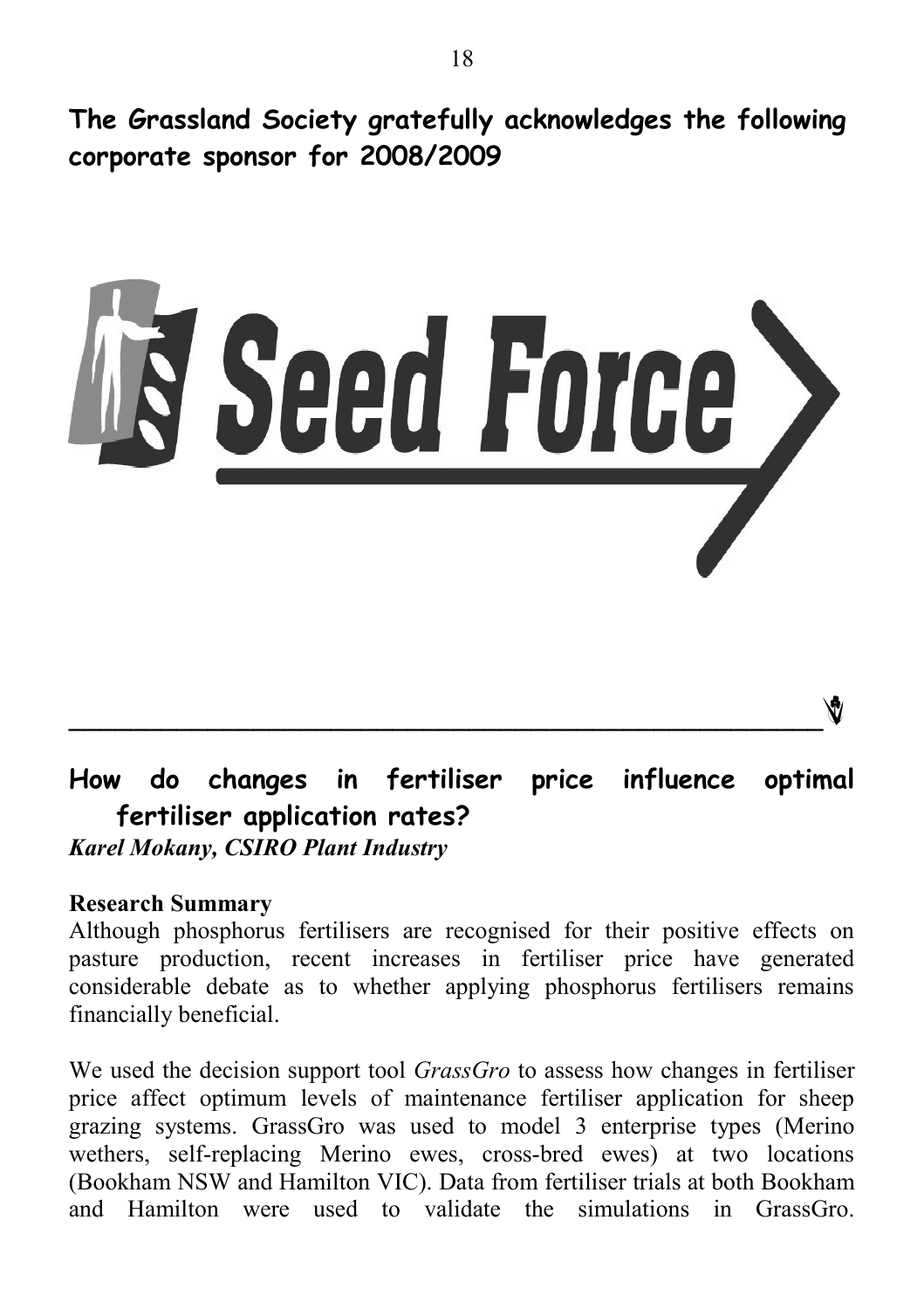**The Grassland Society gratefully acknowledges the following corporate sponsor for 2008/2009**

Seed Force

---

## How do changes in fertiliser price influence optimal fertiliser application rates?

***Karel Mokany, CSIRO Plant Industry***

**Research Summary**

Although phosphorus fertilisers are recognised for their positive effects on pasture production, recent increases in fertiliser price have generated considerable debate as to whether applying phosphorus fertilisers remains financially beneficial.

We used the decision support tool *GrassGro* to assess how changes in fertiliser price affect optimum levels of maintenance fertiliser application for sheep grazing systems. GrassGro was used to model 3 enterprise types (Merino wethers, self-replacing Merino ewes, cross-bred ewes) at two locations (Bookham NSW and Hamilton VIC). Data from fertiliser trials at both Bookham and Hamilton were used to validate the simulations in GrassGro.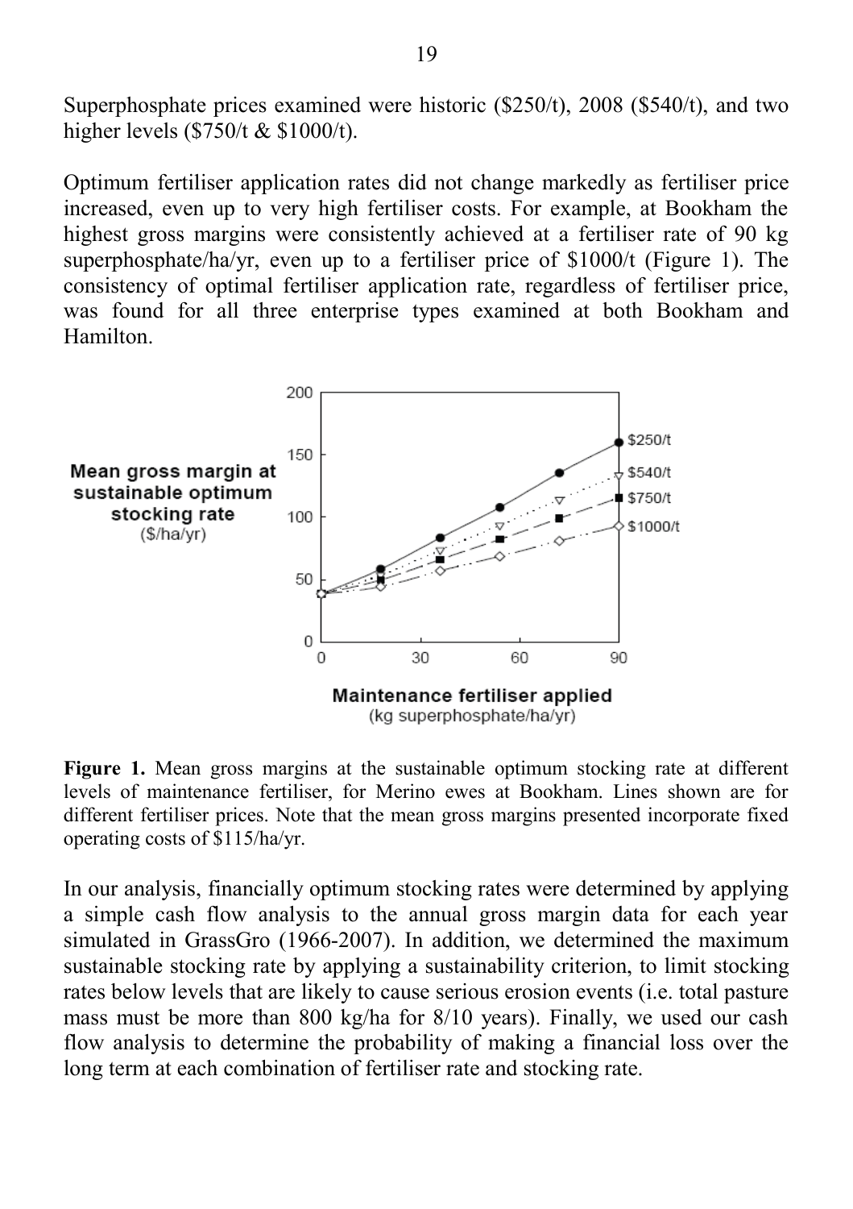Superphosphate prices examined were historic ($250/t), 2008 ($540/t), and two higher levels ($750/t & $1000/t).

Optimum fertiliser application rates did not change markedly as fertiliser price increased, even up to very high fertiliser costs. For example, at Bookham the highest gross margins were consistently achieved at a fertiliser rate of 90 kg superphosphate/ha/yr, even up to a fertiliser price of $1000/t (Figure 1). The consistency of optimal fertiliser application rate, regardless of fertiliser price, was found for all three enterprise types examined at both Bookham and Hamilton.

**Figure 1.** Mean gross margins at the sustainable optimum stocking rate at different levels of maintenance fertiliser, for Merino ewes at Bookham. Lines shown are for different fertiliser prices. Note that the mean gross margins presented incorporate fixed operating costs of $115/ha/yr.

In our analysis, financially optimum stocking rates were determined by applying a simple cash flow analysis to the annual gross margin data for each year simulated in GrassGro (1966-2007). In addition, we determined the maximum sustainable stocking rate by applying a sustainability criterion, to limit stocking rates below levels that are likely to cause serious erosion events (i.e. total pasture mass must be more than 800 kg/ha for 8/10 years). Finally, we used our cash flow analysis to determine the probability of making a financial loss over the long term at each combination of fertiliser rate and stocking rate.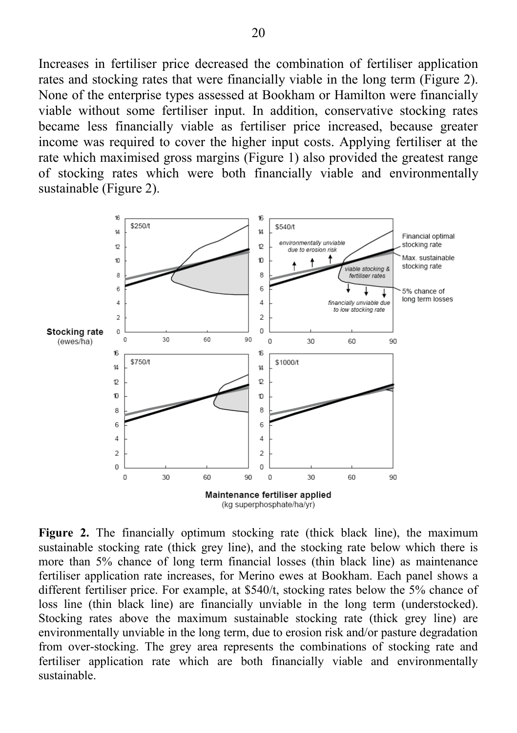Increases in fertiliser price decreased the combination of fertiliser application rates and stocking rates that were financially viable in the long term (Figure 2). None of the enterprise types assessed at Bookham or Hamilton were financially viable without some fertiliser input. In addition, conservative stocking rates became less financially viable as fertiliser price increased, because greater income was required to cover the higher input costs. Applying fertiliser at the rate which maximised gross margins (Figure 1) also provided the greatest range of stocking rates which were both financially viable and environmentally sustainable (Figure 2).

**Figure 2.** The financially optimum stocking rate (thick black line), the maximum sustainable stocking rate (thick grey line), and the stocking rate below which there is more than 5% chance of long term financial losses (thin black line) as maintenance fertiliser application rate increases, for Merino ewes at Bookham. Each panel shows a different fertiliser price. For example, at $540/t, stocking rates below the 5% chance of loss line (thin black line) are financially unviable in the long term (understocked). Stocking rates above the maximum sustainable stocking rate (thick grey line) are environmentally unviable in the long term, due to erosion risk and/or pasture degradation from over-stocking. The grey area represents the combinations of stocking rate and fertiliser application rate which are both financially viable and environmentally sustainable.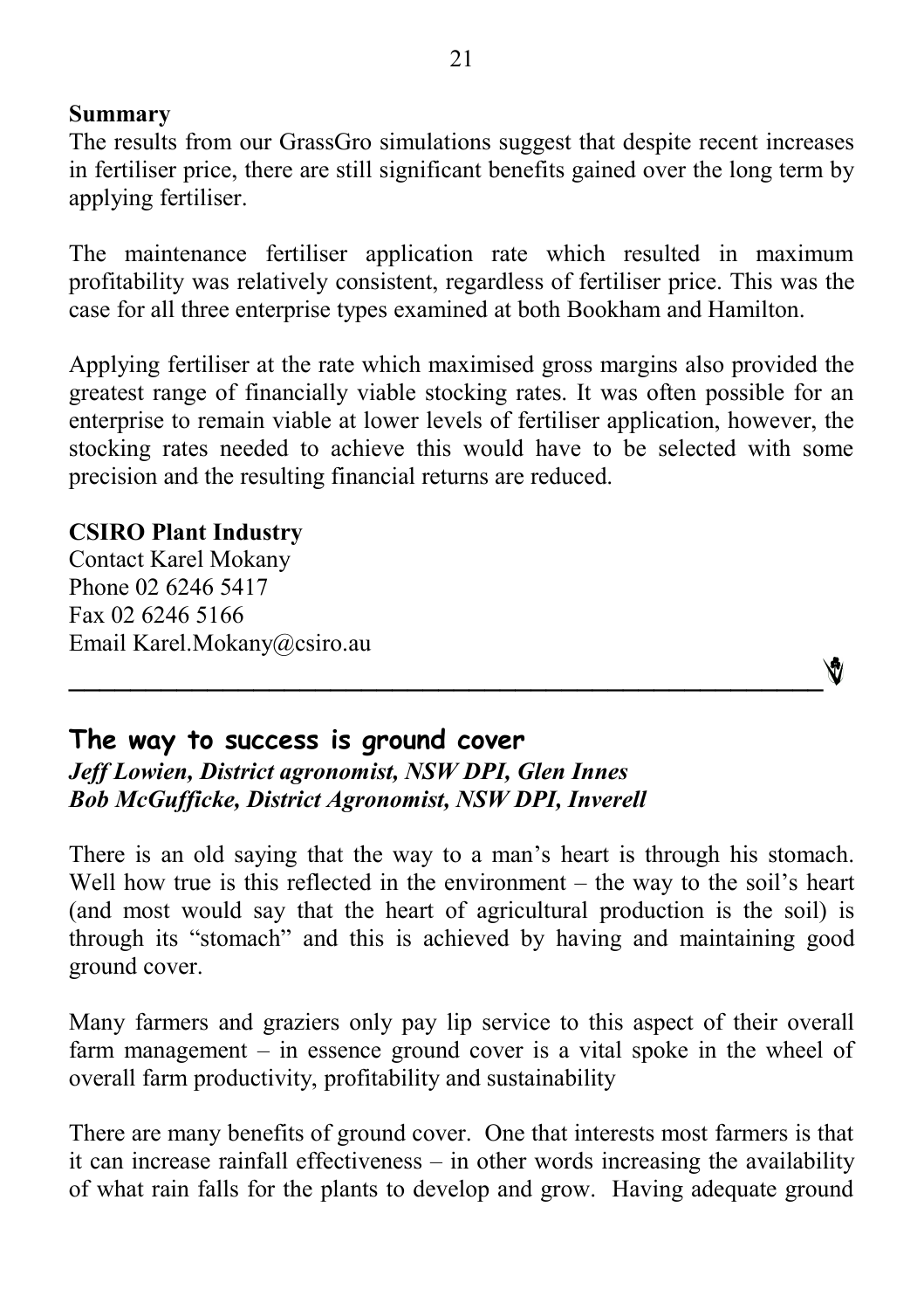**Summary**

The results from our GrassGro simulations suggest that despite recent increases in fertiliser price, there are still significant benefits gained over the long term by applying fertiliser.

The maintenance fertiliser application rate which resulted in maximum profitability was relatively consistent, regardless of fertiliser price. This was the case for all three enterprise types examined at both Bookham and Hamilton.

Applying fertiliser at the rate which maximised gross margins also provided the greatest range of financially viable stocking rates. It was often possible for an enterprise to remain viable at lower levels of fertiliser application, however, the stocking rates needed to achieve this would have to be selected with some precision and the resulting financial returns are reduced.

**CSIRO Plant Industry**
Contact Karel Mokany
Phone 02 6246 5417
Fax 02 6246 5166
Email Karel.Mokany@csiro.au

---

## The way to success is ground cover

***Jeff Lowien, District agronomist, NSW DPI, Glen Innes***
***Bob McGufficke, District Agronomist, NSW DPI, Inverell***

There is an old saying that the way to a man's heart is through his stomach. Well how true is this reflected in the environment – the way to the soil's heart (and most would say that the heart of agricultural production is the soil) is through its "stomach" and this is achieved by having and maintaining good ground cover.

Many farmers and graziers only pay lip service to this aspect of their overall farm management – in essence ground cover is a vital spoke in the wheel of overall farm productivity, profitability and sustainability

There are many benefits of ground cover. One that interests most farmers is that it can increase rainfall effectiveness – in other words increasing the availability of what rain falls for the plants to develop and grow. Having adequate ground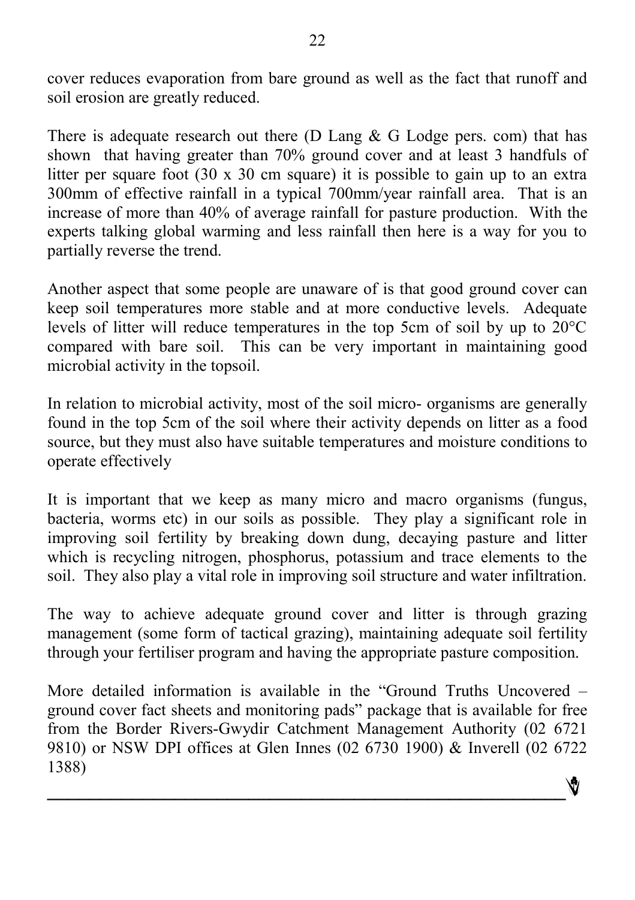cover reduces evaporation from bare ground as well as the fact that runoff and soil erosion are greatly reduced.

There is adequate research out there (D Lang & G Lodge pers. com) that has shown that having greater than 70% ground cover and at least 3 handfuls of litter per square foot (30 x 30 cm square) it is possible to gain up to an extra 300mm of effective rainfall in a typical 700mm/year rainfall area. That is an increase of more than 40% of average rainfall for pasture production. With the experts talking global warming and less rainfall then here is a way for you to partially reverse the trend.

Another aspect that some people are unaware of is that good ground cover can keep soil temperatures more stable and at more conductive levels. Adequate levels of litter will reduce temperatures in the top 5cm of soil by up to 20°C compared with bare soil. This can be very important in maintaining good microbial activity in the topsoil.

In relation to microbial activity, most of the soil micro- organisms are generally found in the top 5cm of the soil where their activity depends on litter as a food source, but they must also have suitable temperatures and moisture conditions to operate effectively

It is important that we keep as many micro and macro organisms (fungus, bacteria, worms etc) in our soils as possible. They play a significant role in improving soil fertility by breaking down dung, decaying pasture and litter which is recycling nitrogen, phosphorus, potassium and trace elements to the soil. They also play a vital role in improving soil structure and water infiltration.

The way to achieve adequate ground cover and litter is through grazing management (some form of tactical grazing), maintaining adequate soil fertility through your fertiliser program and having the appropriate pasture composition.

More detailed information is available in the "Ground Truths Uncovered – ground cover fact sheets and monitoring pads" package that is available for free from the Border Rivers-Gwydir Catchment Management Authority (02 6721 9810) or NSW DPI offices at Glen Innes (02 6730 1900) & Inverell (02 6722 1388)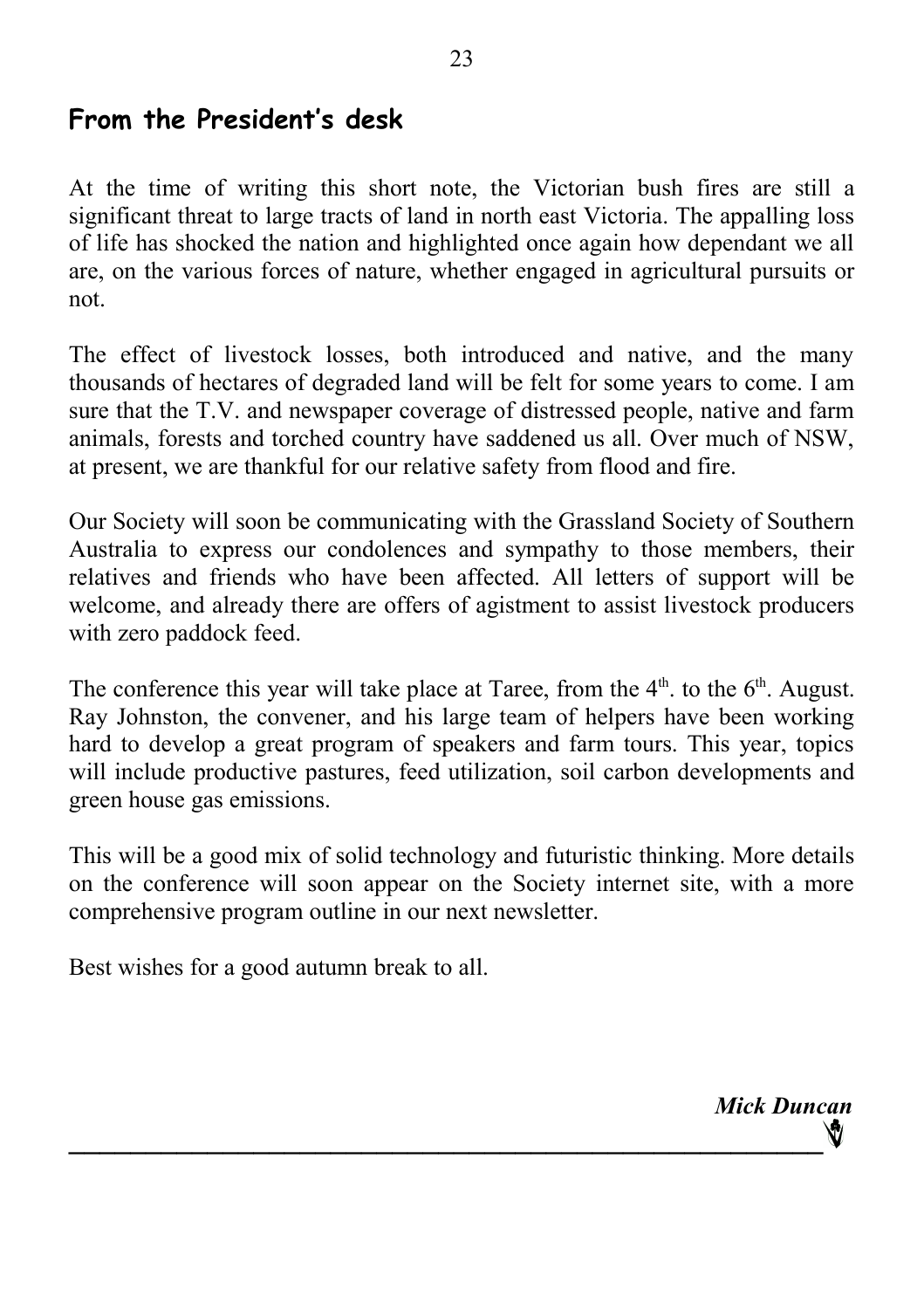## From the President's desk

At the time of writing this short note, the Victorian bush fires are still a significant threat to large tracts of land in north east Victoria. The appalling loss of life has shocked the nation and highlighted once again how dependant we all are, on the various forces of nature, whether engaged in agricultural pursuits or not.

The effect of livestock losses, both introduced and native, and the many thousands of hectares of degraded land will be felt for some years to come. I am sure that the T.V. and newspaper coverage of distressed people, native and farm animals, forests and torched country have saddened us all. Over much of NSW, at present, we are thankful for our relative safety from flood and fire.

Our Society will soon be communicating with the Grassland Society of Southern Australia to express our condolences and sympathy to those members, their relatives and friends who have been affected. All letters of support will be welcome, and already there are offers of agistment to assist livestock producers with zero paddock feed.

The conference this year will take place at Taree, from the 4th. to the 6th. August. Ray Johnston, the convener, and his large team of helpers have been working hard to develop a great program of speakers and farm tours. This year, topics will include productive pastures, feed utilization, soil carbon developments and green house gas emissions.

This will be a good mix of solid technology and futuristic thinking. More details on the conference will soon appear on the Society internet site, with a more comprehensive program outline in our next newsletter.

Best wishes for a good autumn break to all.

***Mick Duncan***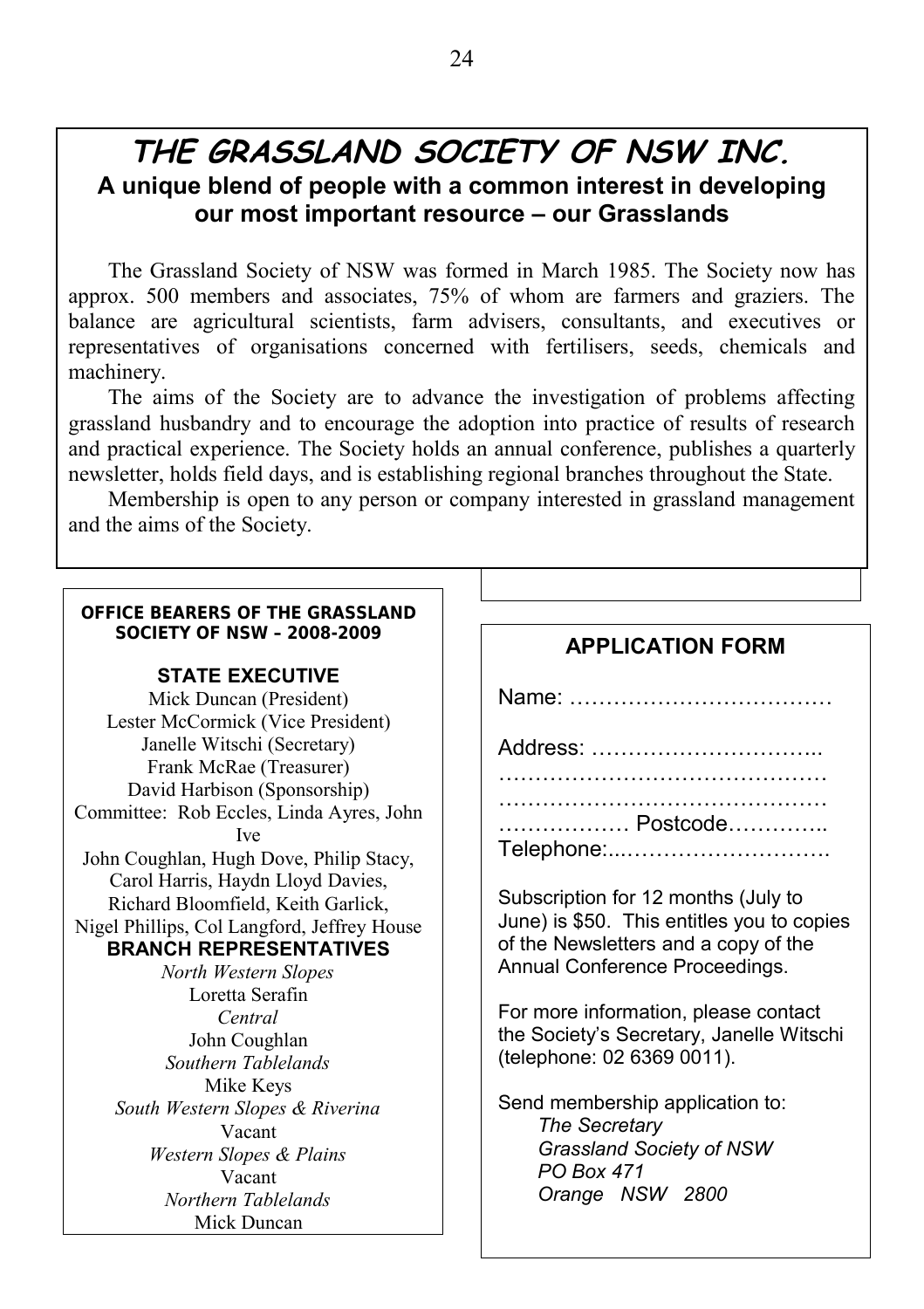# THE GRASSLAND SOCIETY OF NSW INC.

## A unique blend of people with a common interest in developing our most important resource – our Grasslands

The Grassland Society of NSW was formed in March 1985. The Society now has approx. 500 members and associates, 75% of whom are farmers and graziers. The balance are agricultural scientists, farm advisers, consultants, and executives or representatives of organisations concerned with fertilisers, seeds, chemicals and machinery.

The aims of the Society are to advance the investigation of problems affecting grassland husbandry and to encourage the adoption into practice of results of research and practical experience. The Society holds an annual conference, publishes a quarterly newsletter, holds field days, and is establishing regional branches throughout the State.

Membership is open to any person or company interested in grassland management and the aims of the Society.

### OFFICE BEARERS OF THE GRASSLAND SOCIETY OF NSW – 2008-2009

**STATE EXECUTIVE**

Mick Duncan (President)
Lester McCormick (Vice President)
Janelle Witschi (Secretary)
Frank McRae (Treasurer)
David Harbison (Sponsorship)
Committee: Rob Eccles, Linda Ayres, John Ive
John Coughlan, Hugh Dove, Philip Stacy, Carol Harris, Haydn Lloyd Davies, Richard Bloomfield, Keith Garlick, Nigel Phillips, Col Langford, Jeffrey House

**BRANCH REPRESENTATIVES**

*North Western Slopes*
Loretta Serafin
*Central*
John Coughlan
*Southern Tablelands*
Mike Keys
*South Western Slopes & Riverina*
Vacant
*Western Slopes & Plains*
Vacant
*Northern Tablelands*
Mick Duncan

### APPLICATION FORM

Name: ………………………………

Address: …………………………..
………………………………………
………………………………………
……………… Postcode…………..
Telephone:...……………………….

Subscription for 12 months (July to June) is $50. This entitles you to copies of the Newsletters and a copy of the Annual Conference Proceedings.

For more information, please contact the Society's Secretary, Janelle Witschi (telephone: 02 6369 0011).

Send membership application to:
*The Secretary*
*Grassland Society of NSW*
*PO Box 471*
*Orange NSW 2800*